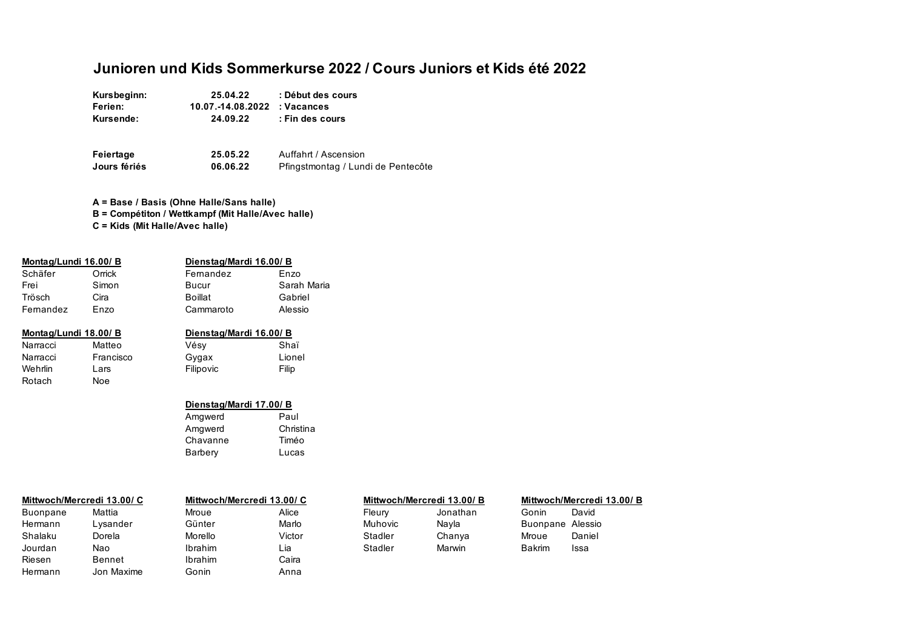# Junioren und Kids Sommerkurse 2022 / Cours Juniors et Kids été 2022

| | | |
|---|---|---|
| **Kursbeginn:** | **25.04.22** | **: Début des cours** |
| **Ferien:** | **10.07.-14.08.2022** | **: Vacances** |
| **Kursende:** | **24.09.22** | **: Fin des cours** |

| | | |
|---|---|---|
| **Feiertage** | **25.05.22** | Auffahrt / Ascension |
| **Jours fériés** | **06.06.22** | Pfingstmontag / Lundi de Pentecôte |

**A = Base / Basis (Ohne Halle/Sans halle)**
**B = Compétiton / Wettkampf (Mit Halle/Avec halle)**
**C = Kids (Mit Halle/Avec halle)**

**Montag/Lundi 16.00/ B**

| | |
|---|---|
| Schäfer | Orrick |
| Frei | Simon |
| Trösch | Cira |
| Fernandez | Enzo |

**Montag/Lundi 18.00/ B**

| | |
|---|---|
| Narracci | Matteo |
| Narracci | Francisco |
| Wehrlin | Lars |
| Rotach | Noe |

**Dienstag/Mardi 16.00/ B**

| | |
|---|---|
| Fernandez | Enzo |
| Bucur | Sarah Maria |
| Boillat | Gabriel |
| Cammaroto | Alessio |

**Dienstag/Mardi 16.00/ B**

| | |
|---|---|
| Vésy | Shaï |
| Gygax | Lionel |
| Filipovic | Filip |

**Dienstag/Mardi 17.00/ B**

| | |
|---|---|
| Amgwerd | Paul |
| Amgwerd | Christina |
| Chavanne | Timéo |
| Barbery | Lucas |

**Mittwoch/Mercredi 13.00/ C**

| | |
|---|---|
| Buonpane | Mattia |
| Hermann | Lysander |
| Shalaku | Dorela |
| Jourdan | Nao |
| Riesen | Bennet |
| Hermann | Jon Maxime |

**Mittwoch/Mercredi 13.00/ C**

| | |
|---|---|
| Mroue | Alice |
| Günter | Marlo |
| Morello | Victor |
| Ibrahim | Lia |
| Ibrahim | Caira |
| Gonin | Anna |

**Mittwoch/Mercredi 13.00/ B**

| | |
|---|---|
| Fleury | Jonathan |
| Muhovic | Nayla |
| Stadler | Chanya |
| Stadler | Marwin |

**Mittwoch/Mercredi 13.00/ B**

| | |
|---|---|
| Gonin | David |
| Buonpane | Alessio |
| Mroue | Daniel |
| Bakrim | Issa |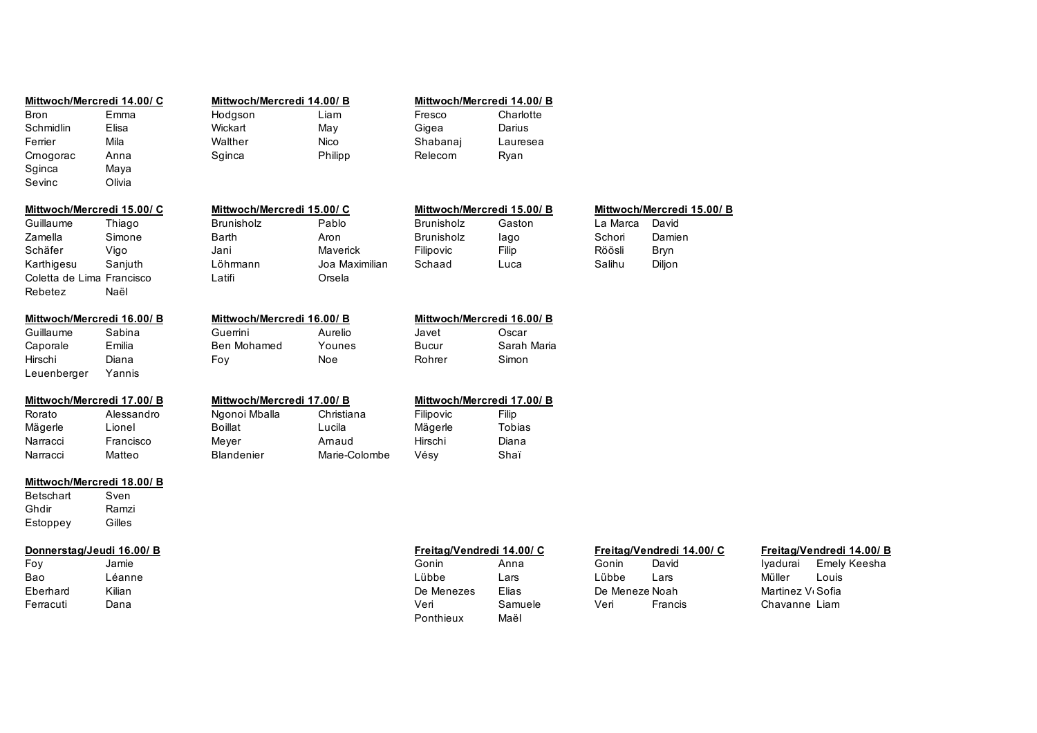**Mittwoch/Mercredi 14.00/ C**

| | |
|---|---|
| Bron | Emma |
| Schmidlin | Elisa |
| Ferrier | Mila |
| Crnogorac | Anna |
| Sginca | Maya |
| Sevinc | Olivia |

**Mittwoch/Mercredi 14.00/ B**

| | |
|---|---|
| Hodgson | Liam |
| Wickart | May |
| Walther | Nico |
| Sginca | Philipp |

**Mittwoch/Mercredi 14.00/ B**

| | |
|---|---|
| Fresco | Charlotte |
| Gigea | Darius |
| Shabanaj | Lauresea |
| Relecom | Ryan |

**Mittwoch/Mercredi 15.00/ C**

| | |
|---|---|
| Guillaume | Thiago |
| Zamella | Simone |
| Schäfer | Vigo |
| Karthigesu | Sanjuth |
| Coletta de Lima | Francisco |
| Rebetez | Naël |

**Mittwoch/Mercredi 15.00/ C**

| | |
|---|---|
| Brunisholz | Pablo |
| Barth | Aron |
| Jani | Maverick |
| Löhrmann | Joa Maximilian |
| Latifi | Orsela |

**Mittwoch/Mercredi 15.00/ B**

| | |
|---|---|
| Brunisholz | Gaston |
| Brunisholz | Iago |
| Filipovic | Filip |
| Schaad | Luca |

**Mittwoch/Mercredi 15.00/ B**

| | |
|---|---|
| La Marca | David |
| Schori | Damien |
| Röösli | Bryn |
| Salihu | Diljon |

**Mittwoch/Mercredi 16.00/ B**

| | |
|---|---|
| Guillaume | Sabina |
| Caporale | Emilia |
| Hirschi | Diana |
| Leuenberger | Yannis |

**Mittwoch/Mercredi 16.00/ B**

| | |
|---|---|
| Guerrini | Aurelio |
| Ben Mohamed | Younes |
| Foy | Noe |

**Mittwoch/Mercredi 16.00/ B**

| | |
|---|---|
| Javet | Oscar |
| Bucur | Sarah Maria |
| Rohrer | Simon |

**Mittwoch/Mercredi 17.00/ B**

| | |
|---|---|
| Rorato | Alessandro |
| Mägerle | Lionel |
| Narracci | Francisco |
| Narracci | Matteo |

**Mittwoch/Mercredi 17.00/ B**

| | |
|---|---|
| Ngonoi Mballa | Christiana |
| Boillat | Lucila |
| Meyer | Arnaud |
| Blandenier | Marie-Colombe |

**Mittwoch/Mercredi 17.00/ B**

| | |
|---|---|
| Filipovic | Filip |
| Mägerle | Tobias |
| Hirschi | Diana |
| Vésy | Shaï |

**Mittwoch/Mercredi 18.00/ B**

| | |
|---|---|
| Betschart | Sven |
| Ghdir | Ramzi |
| Estoppey | Gilles |

**Donnerstag/Jeudi 16.00/ B**

| | |
|---|---|
| Foy | Jamie |
| Bao | Léanne |
| Eberhard | Kilian |
| Ferracuti | Dana |

**Freitag/Vendredi 14.00/ C**

| | |
|---|---|
| Gonin | Anna |
| Lübbe | Lars |
| De Menezes | Elias |
| Veri | Samuele |
| Ponthieux | Maël |

**Freitag/Vendredi 14.00/ C**

| | |
|---|---|
| Gonin | David |
| Lübbe | Lars |
| De Meneze | Noah |
| Veri | Francis |

**Freitag/Vendredi 14.00/ B**

| | |
|---|---|
| Iyadurai | Emely Keesha |
| Müller | Louis |
| Martinez V | Sofia |
| Chavanne | Liam |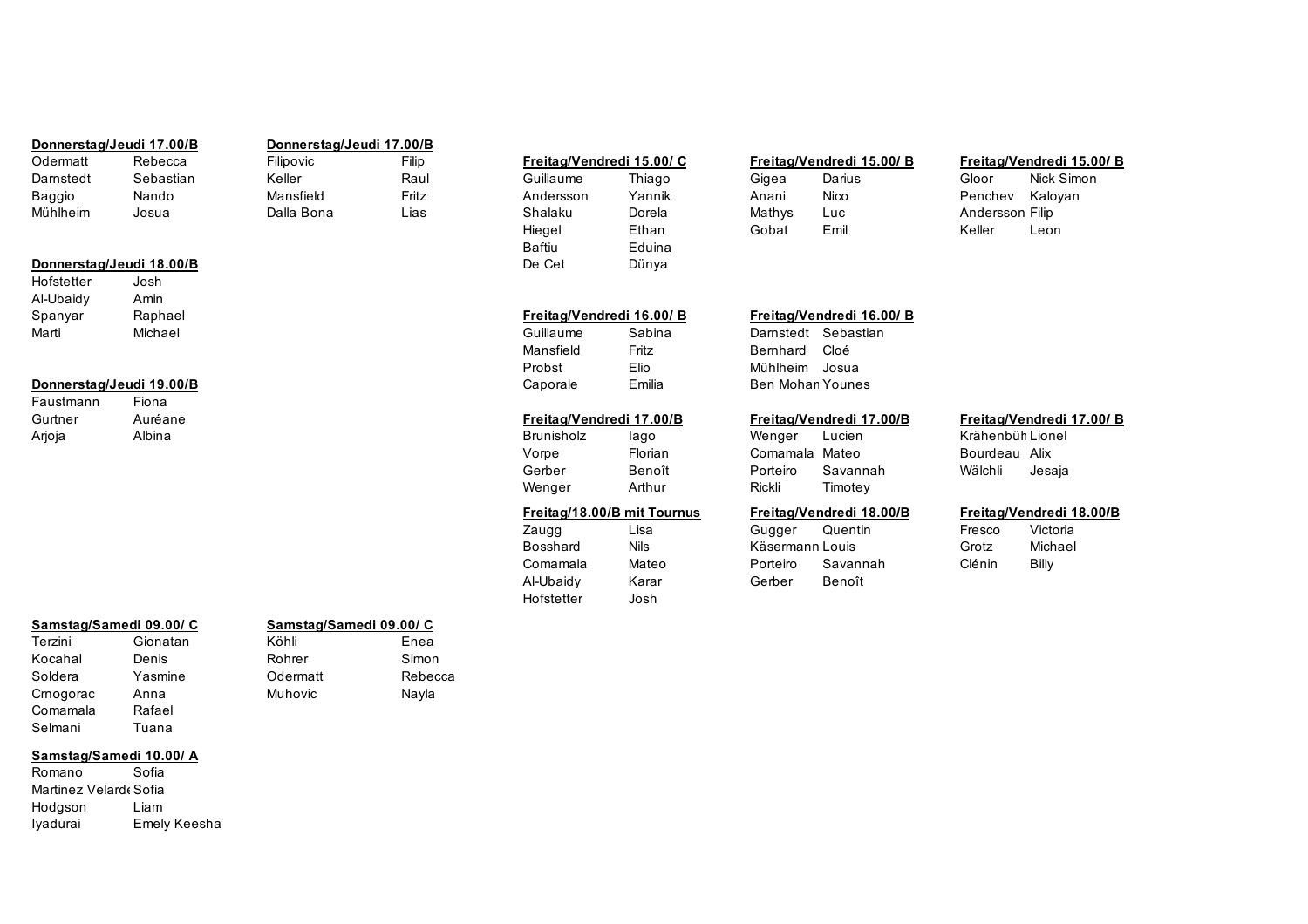**Donnerstag/Jeudi 17.00/B**

| | |
|---|---|
| Odermatt | Rebecca |
| Darnstedt | Sebastian |
| Baggio | Nando |
| Mühlheim | Josua |

**Donnerstag/Jeudi 17.00/B**

| | |
|---|---|
| Filipovic | Filip |
| Keller | Raul |
| Mansfield | Fritz |
| Dalla Bona | Lias |

**Donnerstag/Jeudi 18.00/B**

| | |
|---|---|
| Hofstetter | Josh |
| Al-Ubaidy | Amin |
| Spanyar | Raphael |
| Marti | Michael |

**Donnerstag/Jeudi 19.00/B**

| | |
|---|---|
| Faustmann | Fiona |
| Gurtner | Auréane |
| Arjoja | Albina |

**Freitag/Vendredi 15.00/ C**

| | |
|---|---|
| Guillaume | Thiago |
| Andersson | Yannik |
| Shalaku | Dorela |
| Hiegel | Ethan |
| Baftiu | Eduina |
| De Cet | Dünya |

**Freitag/Vendredi 15.00/ B**

| | |
|---|---|
| Gigea | Darius |
| Anani | Nico |
| Mathys | Luc |
| Gobat | Emil |

**Freitag/Vendredi 15.00/ B**

| | |
|---|---|
| Gloor | Nick Simon |
| Penchev | Kaloyan |
| Andersson | Filip |
| Keller | Leon |

**Freitag/Vendredi 16.00/ B**

| | |
|---|---|
| Guillaume | Sabina |
| Mansfield | Fritz |
| Probst | Elio |
| Caporale | Emilia |

**Freitag/Vendredi 16.00/ B**

| | |
|---|---|
| Darnstedt | Sebastian |
| Bernhard | Cloé |
| Mühlheim | Josua |
| Ben Mohan | Younes |

**Freitag/Vendredi 17.00/B**

| | |
|---|---|
| Brunisholz | Iago |
| Vorpe | Florian |
| Gerber | Benoît |
| Wenger | Arthur |

**Freitag/Vendredi 17.00/B**

| | |
|---|---|
| Wenger | Lucien |
| Comamala | Mateo |
| Porteiro | Savannah |
| Rickli | Timotey |

**Freitag/Vendredi 17.00/ B**

| | |
|---|---|
| Krähenbüh | Lionel |
| Bourdeau | Alix |
| Wälchli | Jesaja |

**Freitag/18.00/B mit Tournus**

| | |
|---|---|
| Zaugg | Lisa |
| Bosshard | Nils |
| Comamala | Mateo |
| Al-Ubaidy | Karar |
| Hofstetter | Josh |

**Freitag/Vendredi 18.00/B**

| | |
|---|---|
| Gugger | Quentin |
| Käsermann | Louis |
| Porteiro | Savannah |
| Gerber | Benoît |

**Freitag/Vendredi 18.00/B**

| | |
|---|---|
| Fresco | Victoria |
| Grotz | Michael |
| Clénin | Billy |

**Samstag/Samedi 09.00/ C**

| | |
|---|---|
| Terzini | Gionatan |
| Kocahal | Denis |
| Soldera | Yasmine |
| Crnogorac | Anna |
| Comamala | Rafael |
| Selmani | Tuana |

**Samstag/Samedi 09.00/ C**

| | |
|---|---|
| Köhli | Enea |
| Rohrer | Simon |
| Odermatt | Rebecca |
| Muhovic | Nayla |

**Samstag/Samedi 10.00/ A**

| | |
|---|---|
| Romano | Sofia |
| Martinez Velarde | Sofia |
| Hodgson | Liam |
| Iyadurai | Emely Keesha |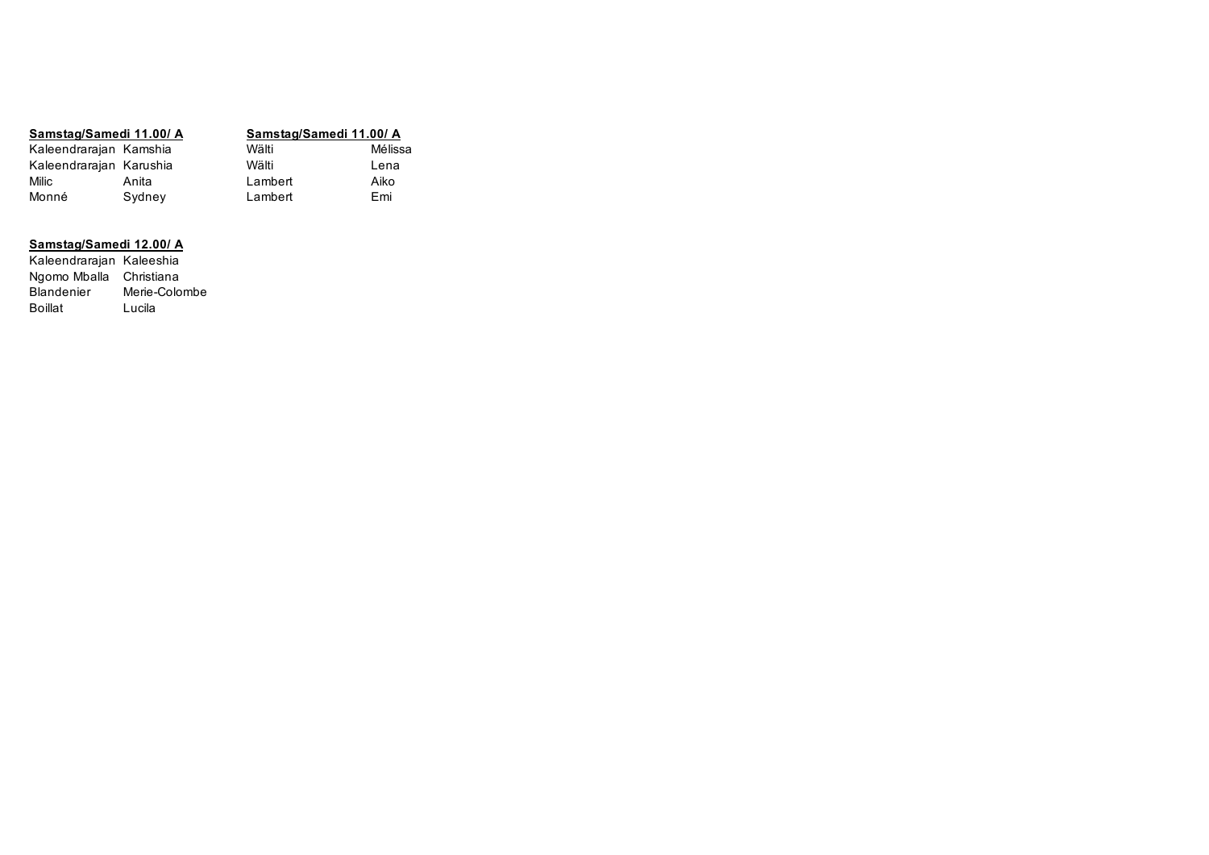**Samstag/Samedi 11.00/ A**

| | |
|---|---|
| Kaleendrarajan | Kamshia |
| Kaleendrarajan | Karushia |
| Milic | Anita |
| Monné | Sydney |

**Samstag/Samedi 11.00/ A**

| | |
|---|---|
| Wälti | Mélissa |
| Wälti | Lena |
| Lambert | Aiko |
| Lambert | Emi |

**Samstag/Samedi 12.00/ A**

| | |
|---|---|
| Kaleendrarajan | Kaleeshia |
| Ngomo Mballa | Christiana |
| Blandenier | Merie-Colombe |
| Boillat | Lucila |